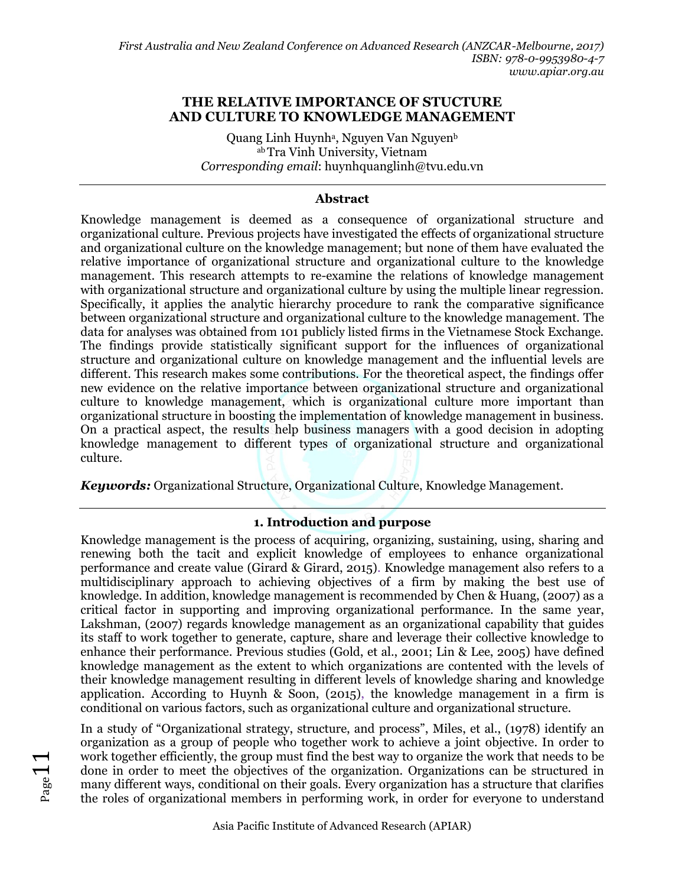# THE RELATIVE IMPORTANCE OF STUCTURE AND CULTURE TO KNOWLEDGE MANAGEMENT

Quang Linh Huynh[a], Nguyen Van Nguyen[b]

[ab] Tra Vinh University, Vietnam

*Corresponding email*: huynhquanglinh@tvu.edu.vn

---

### Abstract

Knowledge management is deemed as a consequence of organizational structure and organizational culture. Previous projects have investigated the effects of organizational structure and organizational culture on the knowledge management; but none of them have evaluated the relative importance of organizational structure and organizational culture to the knowledge management. This research attempts to re-examine the relations of knowledge management with organizational structure and organizational culture by using the multiple linear regression. Specifically, it applies the analytic hierarchy procedure to rank the comparative significance between organizational structure and organizational culture to the knowledge management. The data for analyses was obtained from 101 publicly listed firms in the Vietnamese Stock Exchange. The findings provide statistically significant support for the influences of organizational structure and organizational culture on knowledge management and the influential levels are different. This research makes some contributions. For the theoretical aspect, the findings offer new evidence on the relative importance between organizational structure and organizational culture to knowledge management, which is organizational culture more important than organizational structure in boosting the implementation of knowledge management in business. On a practical aspect, the results help business managers with a good decision in adopting knowledge management to different types of organizational structure and organizational culture.

***Keywords:*** Organizational Structure, Organizational Culture, Knowledge Management.

---

## 1. Introduction and purpose

Knowledge management is the process of acquiring, organizing, sustaining, using, sharing and renewing both the tacit and explicit knowledge of employees to enhance organizational performance and create value (Girard & Girard, 2015). Knowledge management also refers to a multidisciplinary approach to achieving objectives of a firm by making the best use of knowledge. In addition, knowledge management is recommended by Chen & Huang, (2007) as a critical factor in supporting and improving organizational performance. In the same year, Lakshman, (2007) regards knowledge management as an organizational capability that guides its staff to work together to generate, capture, share and leverage their collective knowledge to enhance their performance. Previous studies (Gold, et al., 2001; Lin & Lee, 2005) have defined knowledge management as the extent to which organizations are contented with the levels of their knowledge management resulting in different levels of knowledge sharing and knowledge application. According to Huynh & Soon, (2015), the knowledge management in a firm is conditional on various factors, such as organizational culture and organizational structure.

In a study of "Organizational strategy, structure, and process", Miles, et al., (1978) identify an organization as a group of people who together work to achieve a joint objective. In order to work together efficiently, the group must find the best way to organize the work that needs to be done in order to meet the objectives of the organization. Organizations can be structured in many different ways, conditional on their goals. Every organization has a structure that clarifies the roles of organizational members in performing work, in order for everyone to understand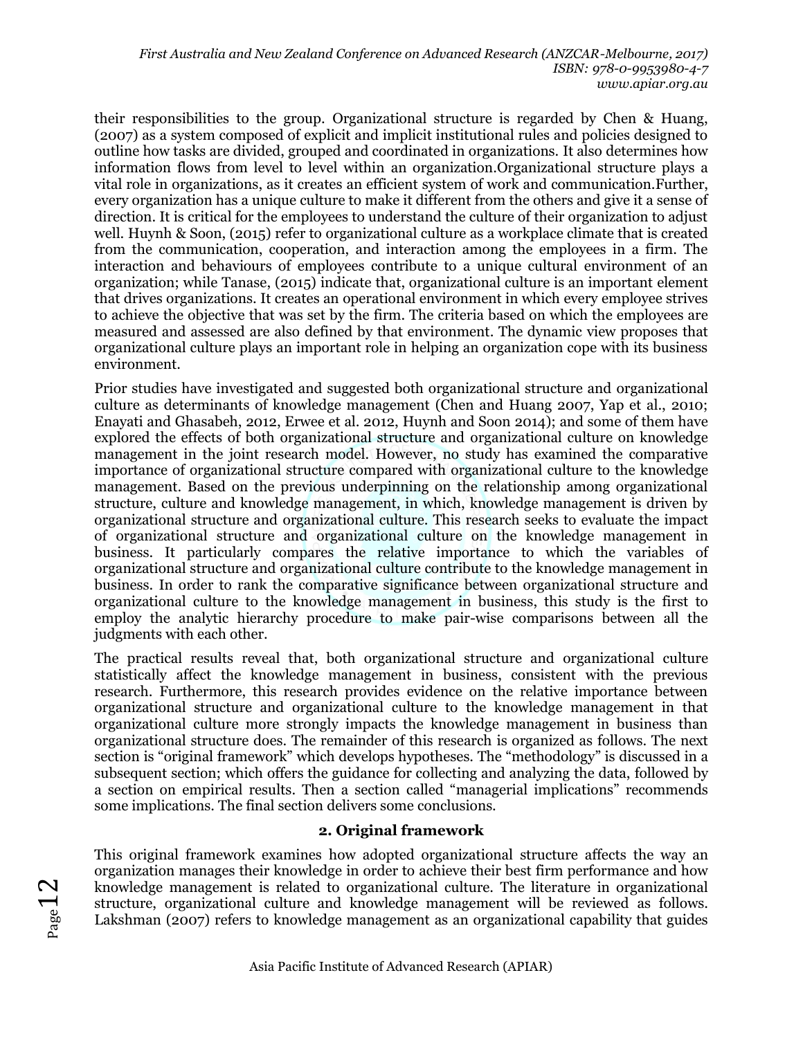their responsibilities to the group. Organizational structure is regarded by Chen & Huang, (2007) as a system composed of explicit and implicit institutional rules and policies designed to outline how tasks are divided, grouped and coordinated in organizations. It also determines how information flows from level to level within an organization.Organizational structure plays a vital role in organizations, as it creates an efficient system of work and communication.Further, every organization has a unique culture to make it different from the others and give it a sense of direction. It is critical for the employees to understand the culture of their organization to adjust well. Huynh & Soon, (2015) refer to organizational culture as a workplace climate that is created from the communication, cooperation, and interaction among the employees in a firm. The interaction and behaviours of employees contribute to a unique cultural environment of an organization; while Tanase, (2015) indicate that, organizational culture is an important element that drives organizations. It creates an operational environment in which every employee strives to achieve the objective that was set by the firm. The criteria based on which the employees are measured and assessed are also defined by that environment. The dynamic view proposes that organizational culture plays an important role in helping an organization cope with its business environment.

Prior studies have investigated and suggested both organizational structure and organizational culture as determinants of knowledge management (Chen and Huang 2007, Yap et al., 2010; Enayati and Ghasabeh, 2012, Erwee et al. 2012, Huynh and Soon 2014); and some of them have explored the effects of both organizational structure and organizational culture on knowledge management in the joint research model. However, no study has examined the comparative importance of organizational structure compared with organizational culture to the knowledge management. Based on the previous underpinning on the relationship among organizational structure, culture and knowledge management, in which, knowledge management is driven by organizational structure and organizational culture. This research seeks to evaluate the impact of organizational structure and organizational culture on the knowledge management in business. It particularly compares the relative importance to which the variables of organizational structure and organizational culture contribute to the knowledge management in business. In order to rank the comparative significance between organizational structure and organizational culture to the knowledge management in business, this study is the first to employ the analytic hierarchy procedure to make pair-wise comparisons between all the judgments with each other.

The practical results reveal that, both organizational structure and organizational culture statistically affect the knowledge management in business, consistent with the previous research. Furthermore, this research provides evidence on the relative importance between organizational structure and organizational culture to the knowledge management in that organizational culture more strongly impacts the knowledge management in business than organizational structure does. The remainder of this research is organized as follows. The next section is "original framework" which develops hypotheses. The "methodology" is discussed in a subsequent section; which offers the guidance for collecting and analyzing the data, followed by a section on empirical results. Then a section called "managerial implications" recommends some implications. The final section delivers some conclusions.

## 2. Original framework

This original framework examines how adopted organizational structure affects the way an organization manages their knowledge in order to achieve their best firm performance and how knowledge management is related to organizational culture. The literature in organizational structure, organizational culture and knowledge management will be reviewed as follows. Lakshman (2007) refers to knowledge management as an organizational capability that guides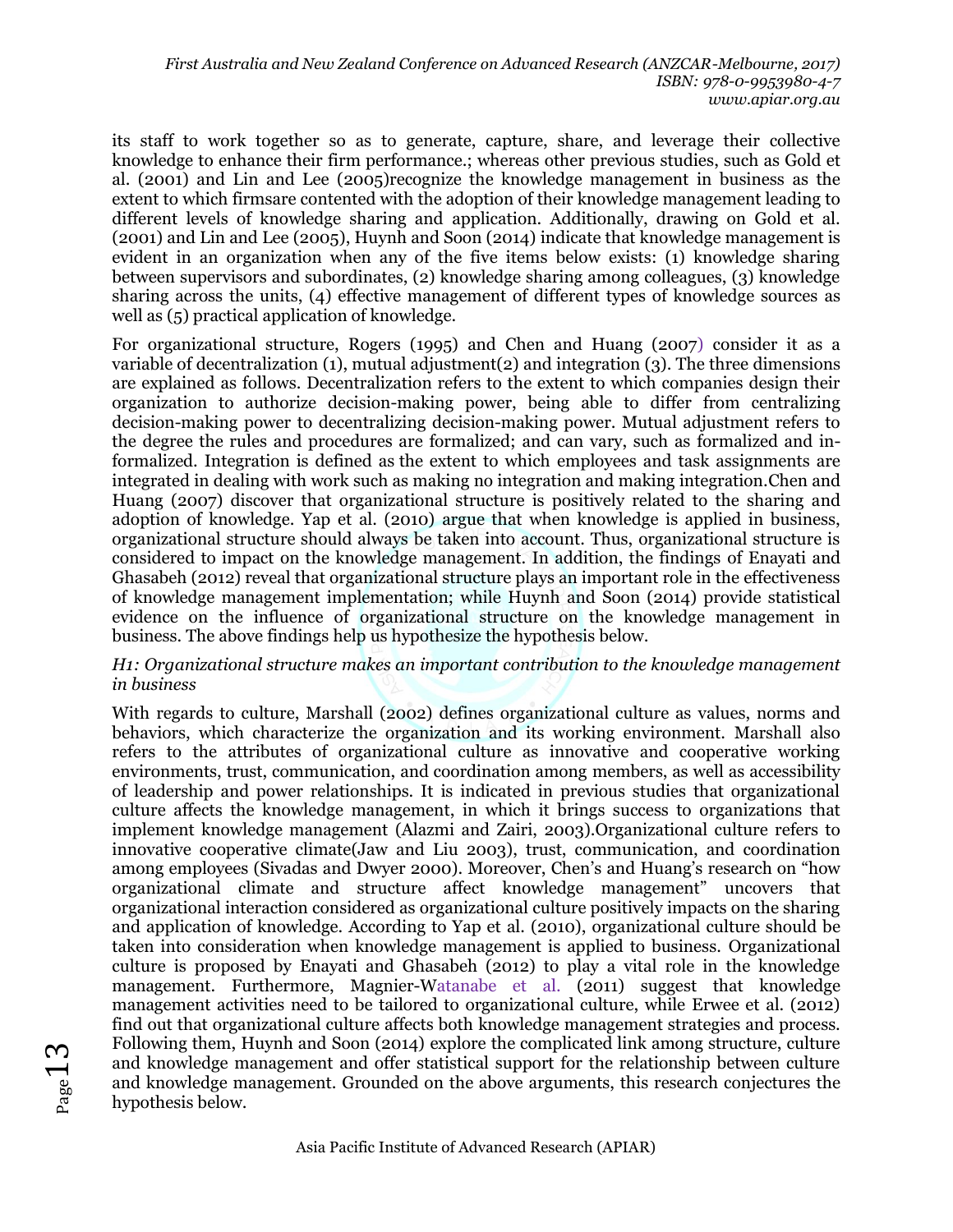its staff to work together so as to generate, capture, share, and leverage their collective knowledge to enhance their firm performance.; whereas other previous studies, such as Gold et al. (2001) and Lin and Lee (2005)recognize the knowledge management in business as the extent to which firmsare contented with the adoption of their knowledge management leading to different levels of knowledge sharing and application. Additionally, drawing on Gold et al. (2001) and Lin and Lee (2005), Huynh and Soon (2014) indicate that knowledge management is evident in an organization when any of the five items below exists: (1) knowledge sharing between supervisors and subordinates, (2) knowledge sharing among colleagues, (3) knowledge sharing across the units, (4) effective management of different types of knowledge sources as well as (5) practical application of knowledge.

For organizational structure, Rogers (1995) and Chen and Huang (2007) consider it as a variable of decentralization (1), mutual adjustment(2) and integration (3). The three dimensions are explained as follows. Decentralization refers to the extent to which companies design their organization to authorize decision-making power, being able to differ from centralizing decision-making power to decentralizing decision-making power. Mutual adjustment refers to the degree the rules and procedures are formalized; and can vary, such as formalized and in-formalized. Integration is defined as the extent to which employees and task assignments are integrated in dealing with work such as making no integration and making integration.Chen and Huang (2007) discover that organizational structure is positively related to the sharing and adoption of knowledge. Yap et al. (2010) argue that when knowledge is applied in business, organizational structure should always be taken into account. Thus, organizational structure is considered to impact on the knowledge management. In addition, the findings of Enayati and Ghasabeh (2012) reveal that organizational structure plays an important role in the effectiveness of knowledge management implementation; while Huynh and Soon (2014) provide statistical evidence on the influence of organizational structure on the knowledge management in business. The above findings help us hypothesize the hypothesis below.

*H1: Organizational structure makes an important contribution to the knowledge management in business*

With regards to culture, Marshall (2002) defines organizational culture as values, norms and behaviors, which characterize the organization and its working environment. Marshall also refers to the attributes of organizational culture as innovative and cooperative working environments, trust, communication, and coordination among members, as well as accessibility of leadership and power relationships. It is indicated in previous studies that organizational culture affects the knowledge management, in which it brings success to organizations that implement knowledge management (Alazmi and Zairi, 2003).Organizational culture refers to innovative cooperative climate(Jaw and Liu 2003), trust, communication, and coordination among employees (Sivadas and Dwyer 2000). Moreover, Chen's and Huang's research on "how organizational climate and structure affect knowledge management" uncovers that organizational interaction considered as organizational culture positively impacts on the sharing and application of knowledge. According to Yap et al. (2010), organizational culture should be taken into consideration when knowledge management is applied to business. Organizational culture is proposed by Enayati and Ghasabeh (2012) to play a vital role in the knowledge management. Furthermore, Magnier-Watanabe et al. (2011) suggest that knowledge management activities need to be tailored to organizational culture, while Erwee et al. (2012) find out that organizational culture affects both knowledge management strategies and process. Following them, Huynh and Soon (2014) explore the complicated link among structure, culture and knowledge management and offer statistical support for the relationship between culture and knowledge management. Grounded on the above arguments, this research conjectures the hypothesis below.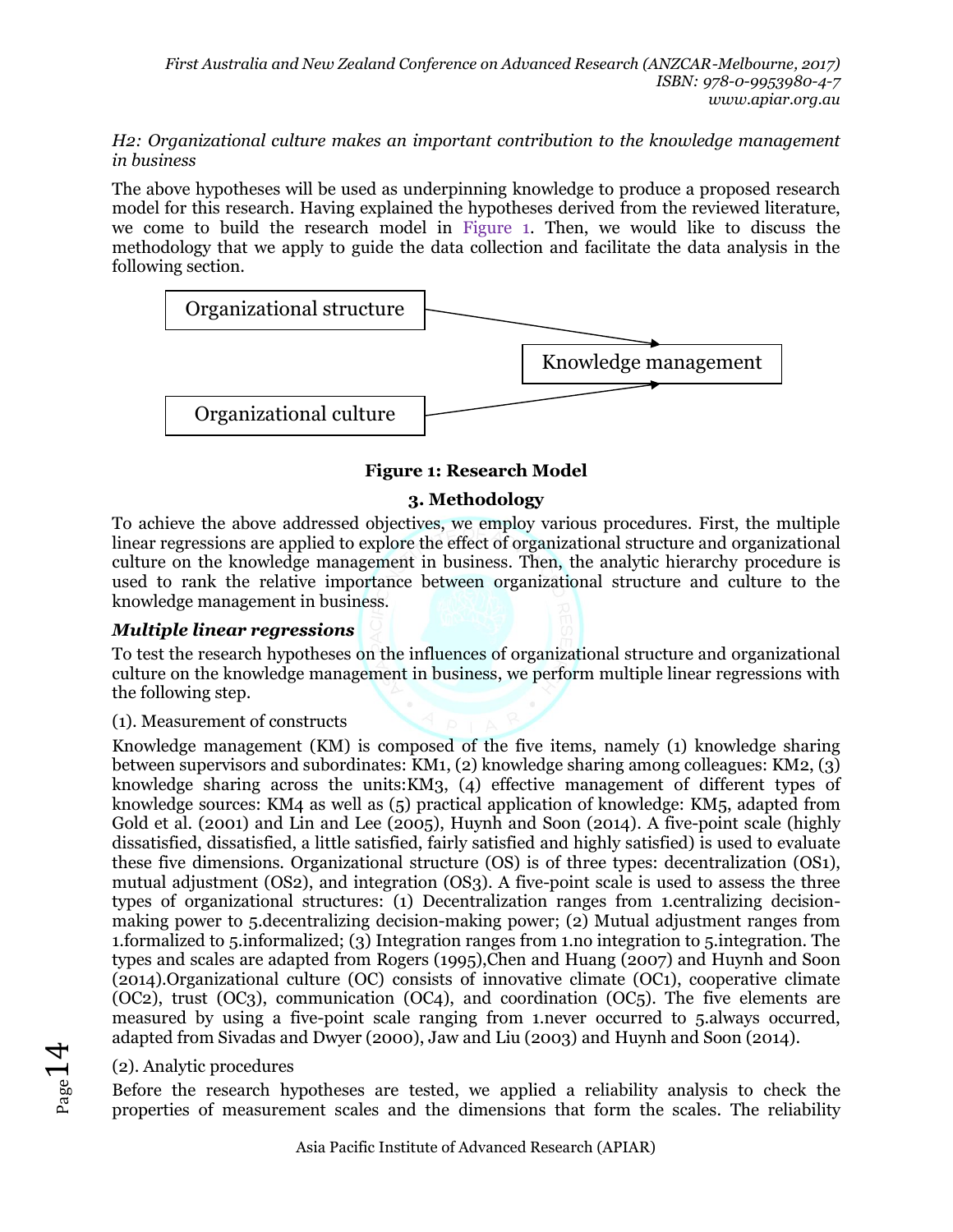*H2: Organizational culture makes an important contribution to the knowledge management in business*

The above hypotheses will be used as underpinning knowledge to produce a proposed research model for this research. Having explained the hypotheses derived from the reviewed literature, we come to build the research model in Figure 1. Then, we would like to discuss the methodology that we apply to guide the data collection and facilitate the data analysis in the following section.

Organizational structure → Knowledge management

Organizational culture → Knowledge management

**Figure 1: Research Model**

## 3. Methodology

To achieve the above addressed objectives, we employ various procedures. First, the multiple linear regressions are applied to explore the effect of organizational structure and organizational culture on the knowledge management in business. Then, the analytic hierarchy procedure is used to rank the relative importance between organizational structure and culture to the knowledge management in business.

### *Multiple linear regressions*

To test the research hypotheses on the influences of organizational structure and organizational culture on the knowledge management in business, we perform multiple linear regressions with the following step.

(1). Measurement of constructs

Knowledge management (KM) is composed of the five items, namely (1) knowledge sharing between supervisors and subordinates: KM1, (2) knowledge sharing among colleagues: KM2, (3) knowledge sharing across the units:KM3, (4) effective management of different types of knowledge sources: KM4 as well as (5) practical application of knowledge: KM5, adapted from Gold et al. (2001) and Lin and Lee (2005), Huynh and Soon (2014). A five-point scale (highly dissatisfied, dissatisfied, a little satisfied, fairly satisfied and highly satisfied) is used to evaluate these five dimensions. Organizational structure (OS) is of three types: decentralization (OS1), mutual adjustment (OS2), and integration (OS3). A five-point scale is used to assess the three types of organizational structures: (1) Decentralization ranges from 1.centralizing decision-making power to 5.decentralizing decision-making power; (2) Mutual adjustment ranges from 1.formalized to 5.informalized; (3) Integration ranges from 1.no integration to 5.integration. The types and scales are adapted from Rogers (1995),Chen and Huang (2007) and Huynh and Soon (2014).Organizational culture (OC) consists of innovative climate (OC1), cooperative climate (OC2), trust (OC3), communication (OC4), and coordination (OC5). The five elements are measured by using a five-point scale ranging from 1.never occurred to 5.always occurred, adapted from Sivadas and Dwyer (2000), Jaw and Liu (2003) and Huynh and Soon (2014).

(2). Analytic procedures

Before the research hypotheses are tested, we applied a reliability analysis to check the properties of measurement scales and the dimensions that form the scales. The reliability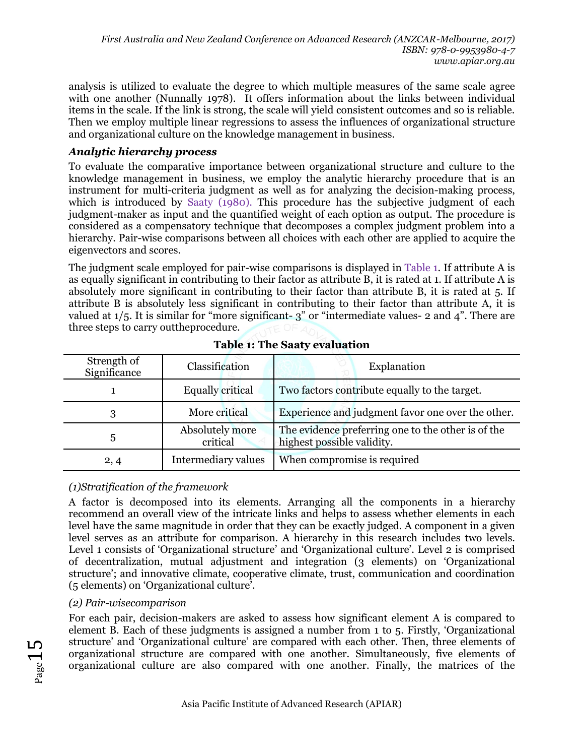analysis is utilized to evaluate the degree to which multiple measures of the same scale agree with one another (Nunnally 1978). It offers information about the links between individual items in the scale. If the link is strong, the scale will yield consistent outcomes and so is reliable. Then we employ multiple linear regressions to assess the influences of organizational structure and organizational culture on the knowledge management in business.

### *Analytic hierarchy process*

To evaluate the comparative importance between organizational structure and culture to the knowledge management in business, we employ the analytic hierarchy procedure that is an instrument for multi-criteria judgment as well as for analyzing the decision-making process, which is introduced by Saaty (1980). This procedure has the subjective judgment of each judgment-maker as input and the quantified weight of each option as output. The procedure is considered as a compensatory technique that decomposes a complex judgment problem into a hierarchy. Pair-wise comparisons between all choices with each other are applied to acquire the eigenvectors and scores.

The judgment scale employed for pair-wise comparisons is displayed in Table 1. If attribute A is as equally significant in contributing to their factor as attribute B, it is rated at 1. If attribute A is absolutely more significant in contributing to their factor than attribute B, it is rated at 5. If attribute B is absolutely less significant in contributing to their factor than attribute A, it is valued at 1/5. It is similar for "more significant- 3" or "intermediate values- 2 and 4". There are three steps to carry outtheprocedure.

**Table 1: The Saaty evaluation**

| Strength of Significance | Classification | Explanation |
|---|---|---|
| 1 | Equally critical | Two factors contribute equally to the target. |
| 3 | More critical | Experience and judgment favor one over the other. |
| 5 | Absolutely more critical | The evidence preferring one to the other is of the highest possible validity. |
| 2, 4 | Intermediary values | When compromise is required |

*(1)Stratification of the framework*

A factor is decomposed into its elements. Arranging all the components in a hierarchy recommend an overall view of the intricate links and helps to assess whether elements in each level have the same magnitude in order that they can be exactly judged. A component in a given level serves as an attribute for comparison. A hierarchy in this research includes two levels. Level 1 consists of 'Organizational structure' and 'Organizational culture'. Level 2 is comprised of decentralization, mutual adjustment and integration (3 elements) on 'Organizational structure'; and innovative climate, cooperative climate, trust, communication and coordination (5 elements) on 'Organizational culture'.

*(2) Pair-wisecomparison*

For each pair, decision-makers are asked to assess how significant element A is compared to element B. Each of these judgments is assigned a number from 1 to 5. Firstly, 'Organizational structure' and 'Organizational culture' are compared with each other. Then, three elements of organizational structure are compared with one another. Simultaneously, five elements of organizational culture are also compared with one another. Finally, the matrices of the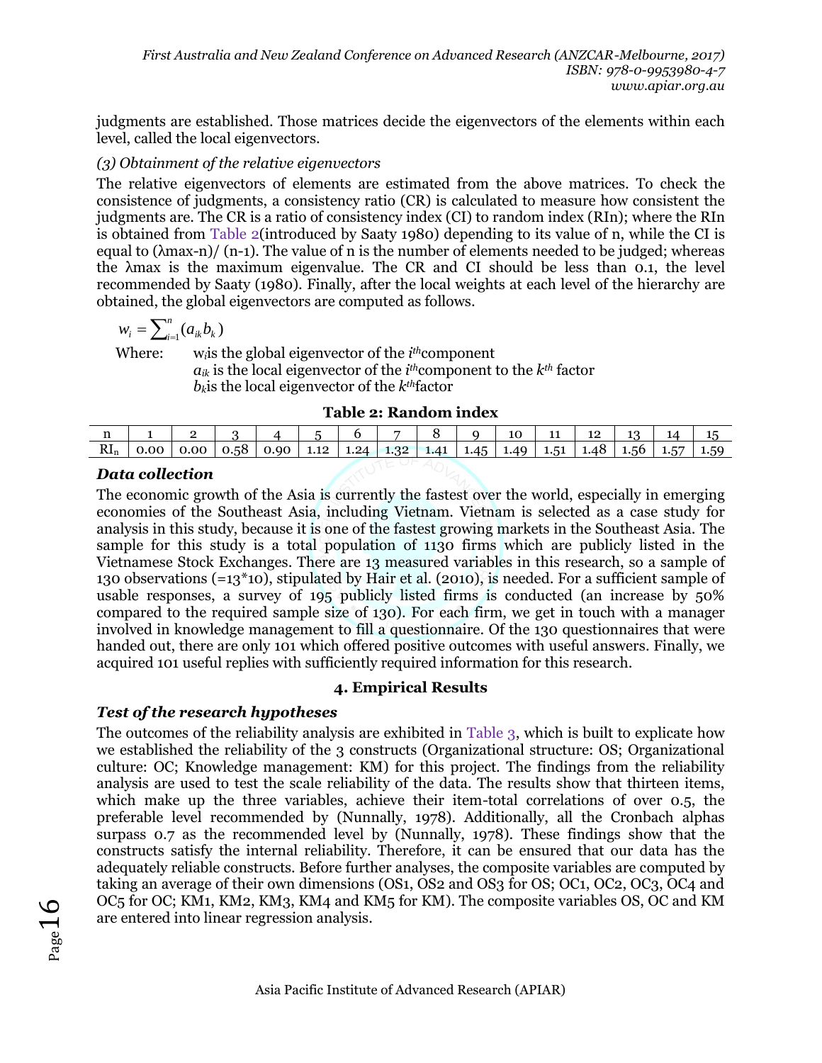judgments are established. Those matrices decide the eigenvectors of the elements within each level, called the local eigenvectors.

*(3) Obtainment of the relative eigenvectors*

The relative eigenvectors of elements are estimated from the above matrices. To check the consistence of judgments, a consistency ratio (CR) is calculated to measure how consistent the judgments are. The CR is a ratio of consistency index (CI) to random index (RIn); where the RIn is obtained from Table 2(introduced by Saaty 1980) depending to its value of n, while the CI is equal to (λmax-n)/ (n-1). The value of n is the number of elements needed to be judged; whereas the λmax is the maximum eigenvalue. The CR and CI should be less than 0.1, the level recommended by Saaty (1980). Finally, after the local weights at each level of the hierarchy are obtained, the global eigenvectors are computed as follows.

$$w_i = \sum_{i=1}^{n} (a_{ik} b_k)$$

Where: $w_i$ is the global eigenvector of the $i^{th}$ component
$a_{ik}$ is the local eigenvector of the $i^{th}$ component to the $k^{th}$ factor
$b_k$ is the local eigenvector of the $k^{th}$ factor

**Table 2: Random index**

| n | 1 | 2 | 3 | 4 | 5 | 6 | 7 | 8 | 9 | 10 | 11 | 12 | 13 | 14 | 15 |
|---|---|---|---|---|---|---|---|---|---|---|---|---|---|---|---|
| $RI_n$ | 0.00 | 0.00 | 0.58 | 0.90 | 1.12 | 1.24 | 1.32 | 1.41 | 1.45 | 1.49 | 1.51 | 1.48 | 1.56 | 1.57 | 1.59 |

***Data collection***

The economic growth of the Asia is currently the fastest over the world, especially in emerging economies of the Southeast Asia, including Vietnam. Vietnam is selected as a case study for analysis in this study, because it is one of the fastest growing markets in the Southeast Asia. The sample for this study is a total population of 1130 firms which are publicly listed in the Vietnamese Stock Exchanges. There are 13 measured variables in this research, so a sample of 130 observations (=13*10), stipulated by Hair et al. (2010), is needed. For a sufficient sample of usable responses, a survey of 195 publicly listed firms is conducted (an increase by 50% compared to the required sample size of 130). For each firm, we get in touch with a manager involved in knowledge management to fill a questionnaire. Of the 130 questionnaires that were handed out, there are only 101 which offered positive outcomes with useful answers. Finally, we acquired 101 useful replies with sufficiently required information for this research.

## 4. Empirical Results

***Test of the research hypotheses***

The outcomes of the reliability analysis are exhibited in Table 3, which is built to explicate how we established the reliability of the 3 constructs (Organizational structure: OS; Organizational culture: OC; Knowledge management: KM) for this project. The findings from the reliability analysis are used to test the scale reliability of the data. The results show that thirteen items, which make up the three variables, achieve their item-total correlations of over 0.5, the preferable level recommended by (Nunnally, 1978). Additionally, all the Cronbach alphas surpass 0.7 as the recommended level by (Nunnally, 1978). These findings show that the constructs satisfy the internal reliability. Therefore, it can be ensured that our data has the adequately reliable constructs. Before further analyses, the composite variables are computed by taking an average of their own dimensions (OS1, OS2 and OS3 for OS; OC1, OC2, OC3, OC4 and OC5 for OC; KM1, KM2, KM3, KM4 and KM5 for KM). The composite variables OS, OC and KM are entered into linear regression analysis.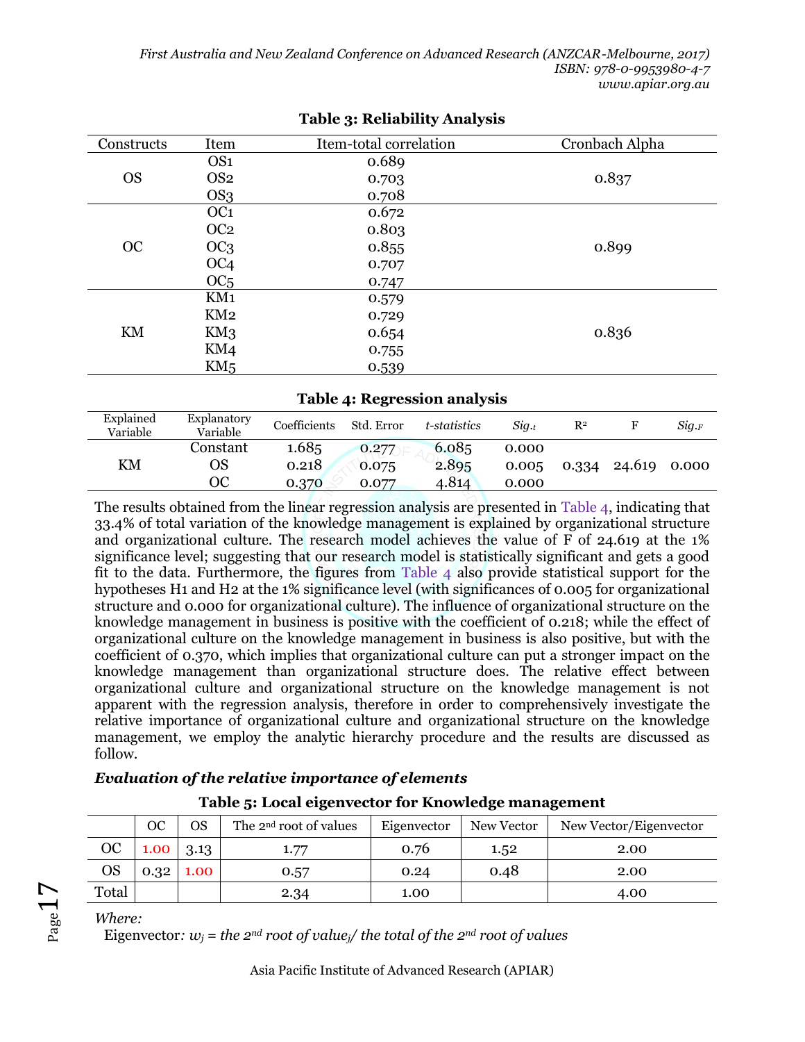**Table 3: Reliability Analysis**

| Constructs | Item | Item-total correlation | Cronbach Alpha |
|---|---|---|---|
| OS | OS1 | 0.689 | 0.837 |
| | OS2 | 0.703 | |
| | OS3 | 0.708 | |
| OC | OC1 | 0.672 | 0.899 |
| | OC2 | 0.803 | |
| | OC3 | 0.855 | |
| | OC4 | 0.707 | |
| | OC5 | 0.747 | |
| KM | KM1 | 0.579 | 0.836 |
| | KM2 | 0.729 | |
| | KM3 | 0.654 | |
| | KM4 | 0.755 | |
| | KM5 | 0.539 | |

**Table 4: Regression analysis**

| Explained Variable | Explanatory Variable | Coefficients | Std. Error | *t-statistics* | $Sig._t$ | $R^2$ | F | $Sig._F$ |
|---|---|---|---|---|---|---|---|---|
| KM | Constant | 1.685 | 0.277 | 6.085 | 0.000 | 0.334 | 24.619 | 0.000 |
| | OS | 0.218 | 0.075 | 2.895 | 0.005 | | | |
| | OC | 0.370 | 0.077 | 4.814 | 0.000 | | | |

The results obtained from the linear regression analysis are presented in Table 4, indicating that 33.4% of total variation of the knowledge management is explained by organizational structure and organizational culture. The research model achieves the value of F of 24.619 at the 1% significance level; suggesting that our research model is statistically significant and gets a good fit to the data. Furthermore, the figures from Table 4 also provide statistical support for the hypotheses H1 and H2 at the 1% significance level (with significances of 0.005 for organizational structure and 0.000 for organizational culture). The influence of organizational structure on the knowledge management in business is positive with the coefficient of 0.218; while the effect of organizational culture on the knowledge management in business is also positive, but with the coefficient of 0.370, which implies that organizational culture can put a stronger impact on the knowledge management than organizational structure does. The relative effect between organizational culture and organizational structure on the knowledge management is not apparent with the regression analysis, therefore in order to comprehensively investigate the relative importance of organizational culture and organizational structure on the knowledge management, we employ the analytic hierarchy procedure and the results are discussed as follow.

### *Evaluation of the relative importance of elements*

**Table 5: Local eigenvector for Knowledge management**

| | OC | OS | The 2nd root of values | Eigenvector | New Vector | New Vector/Eigenvector |
|---|---|---|---|---|---|---|
| OC | 1.00 | 3.13 | 1.77 | 0.76 | 1.52 | 2.00 |
| OS | 0.32 | 1.00 | 0.57 | 0.24 | 0.48 | 2.00 |
| Total | | | 2.34 | 1.00 | | 4.00 |

*Where:*

Eigenvector: $w_j$ = *the 2nd root of value$_j$/ the total of the 2nd root of values*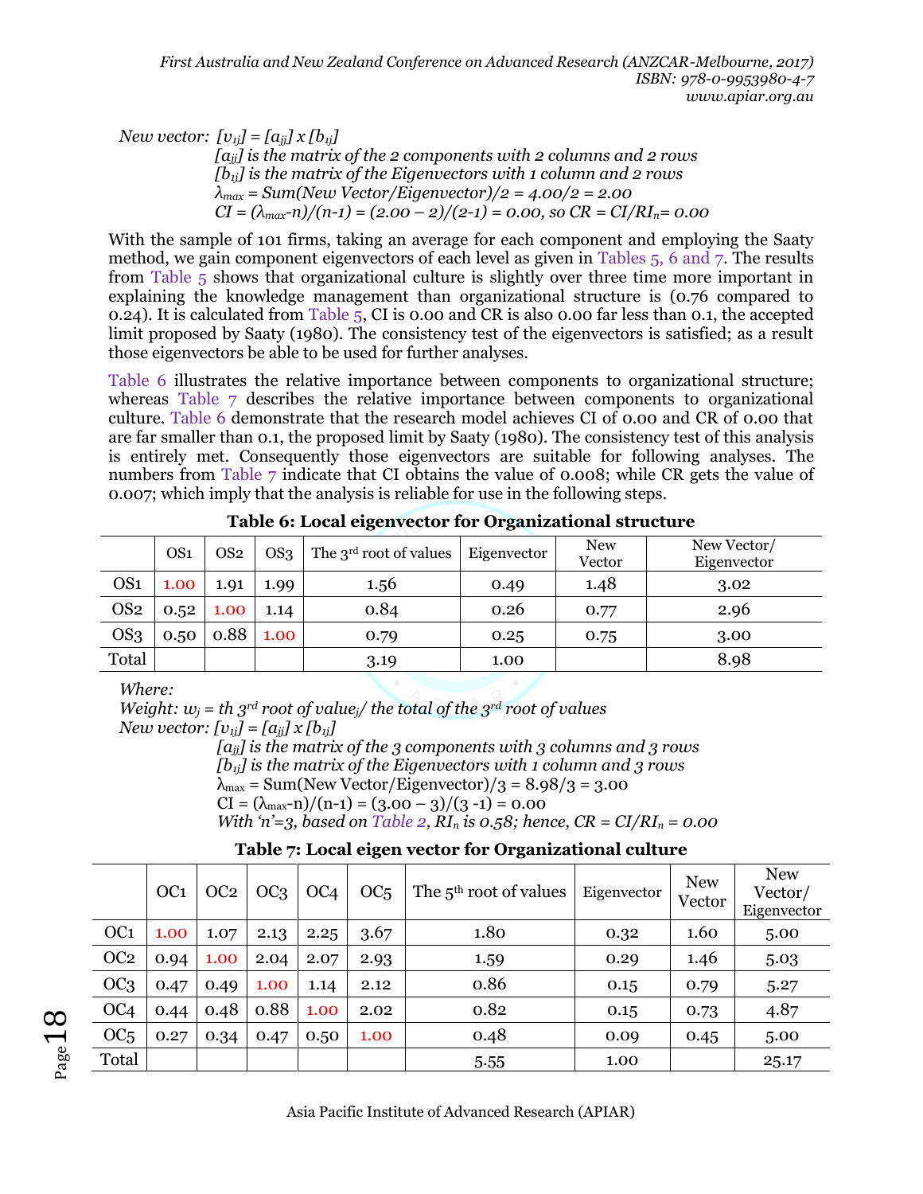*New vector:* $[v_{1j}] = [a_{jj}] \times [b_{1j}]$

*$[a_{jj}]$ is the matrix of the 2 components with 2 columns and 2 rows*

*$[b_{1j}]$ is the matrix of the Eigenvectors with 1 column and 2 rows*

*$\lambda_{max}$ = Sum(New Vector/Eigenvector)/2 = 4.00/2 = 2.00*

*CI = $(\lambda_{max}-n)/(n-1) = (2.00 - 2)/(2-1) = 0.00$, so CR = $CI/RI_n$ = 0.00*

With the sample of 101 firms, taking an average for each component and employing the Saaty method, we gain component eigenvectors of each level as given in Tables 5, 6 and 7. The results from Table 5 shows that organizational culture is slightly over three time more important in explaining the knowledge management than organizational structure is (0.76 compared to 0.24). It is calculated from Table 5, CI is 0.00 and CR is also 0.00 far less than 0.1, the accepted limit proposed by Saaty (1980). The consistency test of the eigenvectors is satisfied; as a result those eigenvectors be able to be used for further analyses.

Table 6 illustrates the relative importance between components to organizational structure; whereas Table 7 describes the relative importance between components to organizational culture. Table 6 demonstrate that the research model achieves CI of 0.00 and CR of 0.00 that are far smaller than 0.1, the proposed limit by Saaty (1980). The consistency test of this analysis is entirely met. Consequently those eigenvectors are suitable for following analyses. The numbers from Table 7 indicate that CI obtains the value of 0.008; while CR gets the value of 0.007; which imply that the analysis is reliable for use in the following steps.

**Table 6: Local eigenvector for Organizational structure**

| | OS1 | OS2 | OS3 | The 3rd root of values | Eigenvector | New Vector | New Vector/ Eigenvector |
|---|---|---|---|---|---|---|---|
| OS1 | 1.00 | 1.91 | 1.99 | 1.56 | 0.49 | 1.48 | 3.02 |
| OS2 | 0.52 | 1.00 | 1.14 | 0.84 | 0.26 | 0.77 | 2.96 |
| OS3 | 0.50 | 0.88 | 1.00 | 0.79 | 0.25 | 0.75 | 3.00 |
| Total | | | | 3.19 | 1.00 | | 8.98 |

*Where:*

*Weight: $w_j$ = th 3rd root of value$_j$/ the total of the 3rd root of values*

*New vector:* $[v_{1j}] = [a_{jj}] \times [b_{1j}]$

*$[a_{jj}]$ is the matrix of the 3 components with 3 columns and 3 rows*

*$[b_{1j}]$ is the matrix of the Eigenvectors with 1 column and 3 rows*

$\lambda_{max}$ = Sum(New Vector/Eigenvector)/3 = 8.98/3 = 3.00

CI = $(\lambda_{max}-n)/(n-1) = (3.00 - 3)/(3 - 1) = 0.00$

*With 'n'=3, based on Table 2, $RI_n$ is 0.58; hence, CR = $CI/RI_n$ = 0.00*

**Table 7: Local eigen vector for Organizational culture**

| | OC1 | OC2 | OC3 | OC4 | OC5 | The 5th root of values | Eigenvector | New Vector | New Vector/ Eigenvector |
|---|---|---|---|---|---|---|---|---|---|
| OC1 | 1.00 | 1.07 | 2.13 | 2.25 | 3.67 | 1.80 | 0.32 | 1.60 | 5.00 |
| OC2 | 0.94 | 1.00 | 2.04 | 2.07 | 2.93 | 1.59 | 0.29 | 1.46 | 5.03 |
| OC3 | 0.47 | 0.49 | 1.00 | 1.14 | 2.12 | 0.86 | 0.15 | 0.79 | 5.27 |
| OC4 | 0.44 | 0.48 | 0.88 | 1.00 | 2.02 | 0.82 | 0.15 | 0.73 | 4.87 |
| OC5 | 0.27 | 0.34 | 0.47 | 0.50 | 1.00 | 0.48 | 0.09 | 0.45 | 5.00 |
| Total | | | | | | 5.55 | 1.00 | | 25.17 |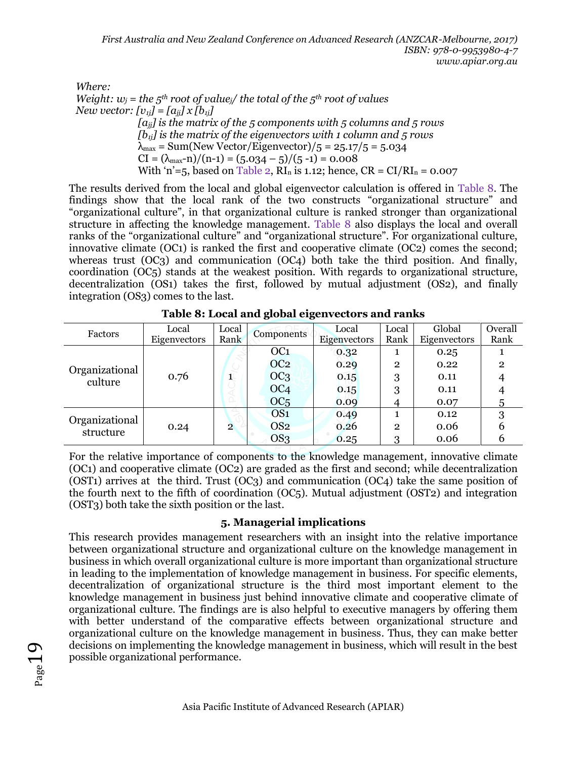*Where:*

*Weight: $w_j$ = the $5^{th}$ root of value$_j$/ the total of the $5^{th}$ root of values*

*New vector: $[v_{1j}] = [a_{jj}] \times [b_{1j}]$*

*$[a_{jj}]$ is the matrix of the 5 components with 5 columns and 5 rows*

*$[b_{1j}]$ is the matrix of the eigenvectors with 1 column and 5 rows*

$\lambda_{max}$ = Sum(New Vector/Eigenvector)/5 = 25.17/5 = 5.034

CI = $(\lambda_{max}-n)/(n-1) = (5.034 - 5)/(5 - 1) = 0.008$

With 'n'=5, based on Table 2, $RI_n$ is 1.12; hence, CR = CI/$RI_n$ = 0.007

The results derived from the local and global eigenvector calculation is offered in Table 8. The findings show that the local rank of the two constructs "organizational structure" and "organizational culture", in that organizational culture is ranked stronger than organizational structure in affecting the knowledge management. Table 8 also displays the local and overall ranks of the "organizational culture" and "organizational structure". For organizational culture, innovative climate (OC1) is ranked the first and cooperative climate (OC2) comes the second; whereas trust (OC3) and communication (OC4) both take the third position. And finally, coordination (OC5) stands at the weakest position. With regards to organizational structure, decentralization (OS1) takes the first, followed by mutual adjustment (OS2), and finally integration (OS3) comes to the last.

**Table 8: Local and global eigenvectors and ranks**

| Factors | Local Eigenvectors | Local Rank | Components | Local Eigenvectors | Local Rank | Global Eigenvectors | Overall Rank |
|---|---|---|---|---|---|---|---|
| Organizational culture | 0.76 | 1 | OC1 | 0.32 | 1 | 0.25 | 1 |
| | | | OC2 | 0.29 | 2 | 0.22 | 2 |
| | | | OC3 | 0.15 | 3 | 0.11 | 4 |
| | | | OC4 | 0.15 | 3 | 0.11 | 4 |
| | | | OC5 | 0.09 | 4 | 0.07 | 5 |
| Organizational structure | 0.24 | 2 | OS1 | 0.49 | 1 | 0.12 | 3 |
| | | | OS2 | 0.26 | 2 | 0.06 | 6 |
| | | | OS3 | 0.25 | 3 | 0.06 | 6 |

For the relative importance of components to the knowledge management, innovative climate (OC1) and cooperative climate (OC2) are graded as the first and second; while decentralization (OST1) arrives at the third. Trust (OC3) and communication (OC4) take the same position of the fourth next to the fifth of coordination (OC5). Mutual adjustment (OST2) and integration (OST3) both take the sixth position or the last.

## 5. Managerial implications

This research provides management researchers with an insight into the relative importance between organizational structure and organizational culture on the knowledge management in business in which overall organizational culture is more important than organizational structure in leading to the implementation of knowledge management in business. For specific elements, decentralization of organizational structure is the third most important element to the knowledge management in business just behind innovative climate and cooperative climate of organizational culture. The findings are is also helpful to executive managers by offering them with better understand of the comparative effects between organizational structure and organizational culture on the knowledge management in business. Thus, they can make better decisions on implementing the knowledge management in business, which will result in the best possible organizational performance.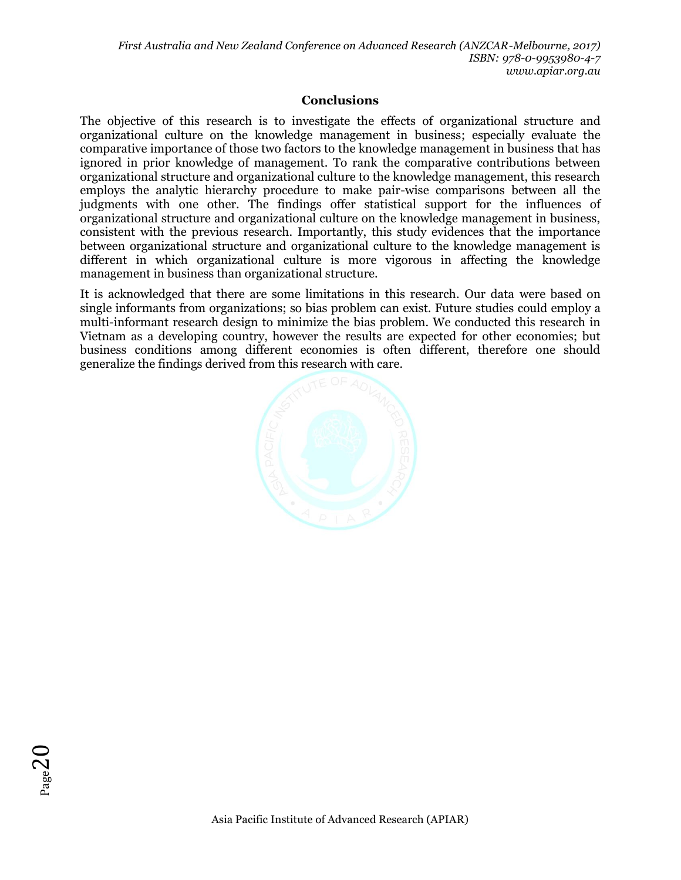## Conclusions

The objective of this research is to investigate the effects of organizational structure and organizational culture on the knowledge management in business; especially evaluate the comparative importance of those two factors to the knowledge management in business that has ignored in prior knowledge of management. To rank the comparative contributions between organizational structure and organizational culture to the knowledge management, this research employs the analytic hierarchy procedure to make pair-wise comparisons between all the judgments with one other. The findings offer statistical support for the influences of organizational structure and organizational culture on the knowledge management in business, consistent with the previous research. Importantly, this study evidences that the importance between organizational structure and organizational culture to the knowledge management is different in which organizational culture is more vigorous in affecting the knowledge management in business than organizational structure.

It is acknowledged that there are some limitations in this research. Our data were based on single informants from organizations; so bias problem can exist. Future studies could employ a multi-informant research design to minimize the bias problem. We conducted this research in Vietnam as a developing country, however the results are expected for other economies; but business conditions among different economies is often different, therefore one should generalize the findings derived from this research with care.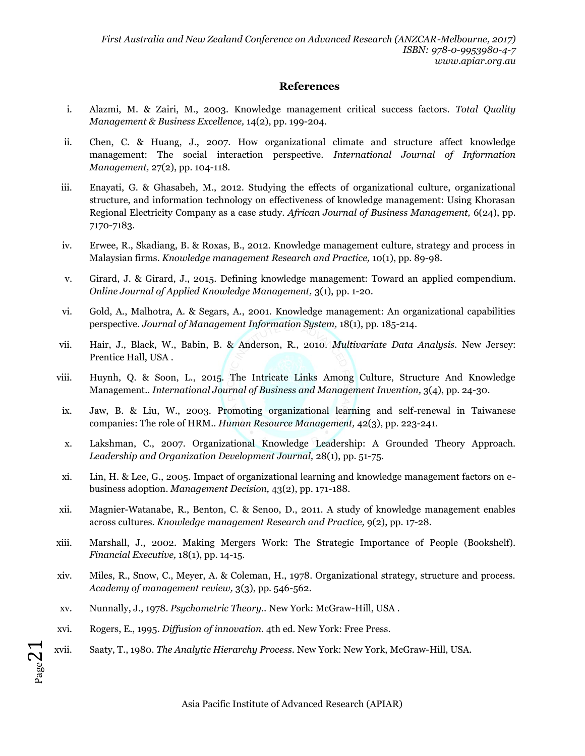## References

i. Alazmi, M. & Zairi, M., 2003. Knowledge management critical success factors. *Total Quality Management & Business Excellence,* 14(2), pp. 199-204.

ii. Chen, C. & Huang, J., 2007. How organizational climate and structure affect knowledge management: The social interaction perspective. *International Journal of Information Management,* 27(2), pp. 104-118.

iii. Enayati, G. & Ghasabeh, M., 2012. Studying the effects of organizational culture, organizational structure, and information technology on effectiveness of knowledge management: Using Khorasan Regional Electricity Company as a case study. *African Journal of Business Management,* 6(24), pp. 7170-7183.

iv. Erwee, R., Skadiang, B. & Roxas, B., 2012. Knowledge management culture, strategy and process in Malaysian firms. *Knowledge management Research and Practice,* 10(1), pp. 89-98.

v. Girard, J. & Girard, J., 2015. Defining knowledge management: Toward an applied compendium. *Online Journal of Applied Knowledge Management,* 3(1), pp. 1-20.

vi. Gold, A., Malhotra, A. & Segars, A., 2001. Knowledge management: An organizational capabilities perspective. *Journal of Management Information System,* 18(1), pp. 185-214.

vii. Hair, J., Black, W., Babin, B. & Anderson, R., 2010. *Multivariate Data Analysis.* New Jersey: Prentice Hall, USA .

viii. Huynh, Q. & Soon, L., 2015. The Intricate Links Among Culture, Structure And Knowledge Management.. *International Journal of Business and Management Invention,* 3(4), pp. 24-30.

ix. Jaw, B. & Liu, W., 2003. Promoting organizational learning and self-renewal in Taiwanese companies: The role of HRM.. *Human Resource Management,* 42(3), pp. 223-241.

x. Lakshman, C., 2007. Organizational Knowledge Leadership: A Grounded Theory Approach. *Leadership and Organization Development Journal,* 28(1), pp. 51-75.

xi. Lin, H. & Lee, G., 2005. Impact of organizational learning and knowledge management factors on e-business adoption. *Management Decision,* 43(2), pp. 171-188.

xii. Magnier-Watanabe, R., Benton, C. & Senoo, D., 2011. A study of knowledge management enables across cultures. *Knowledge management Research and Practice,* 9(2), pp. 17-28.

xiii. Marshall, J., 2002. Making Mergers Work: The Strategic Importance of People (Bookshelf). *Financial Executive,* 18(1), pp. 14-15.

xiv. Miles, R., Snow, C., Meyer, A. & Coleman, H., 1978. Organizational strategy, structure and process. *Academy of management review,* 3(3), pp. 546-562.

xv. Nunnally, J., 1978. *Psychometric Theory..* New York: McGraw-Hill, USA .

xvi. Rogers, E., 1995. *Diffusion of innovation.* 4th ed. New York: Free Press.

xvii. Saaty, T., 1980. *The Analytic Hierarchy Process.* New York: New York, McGraw-Hill, USA.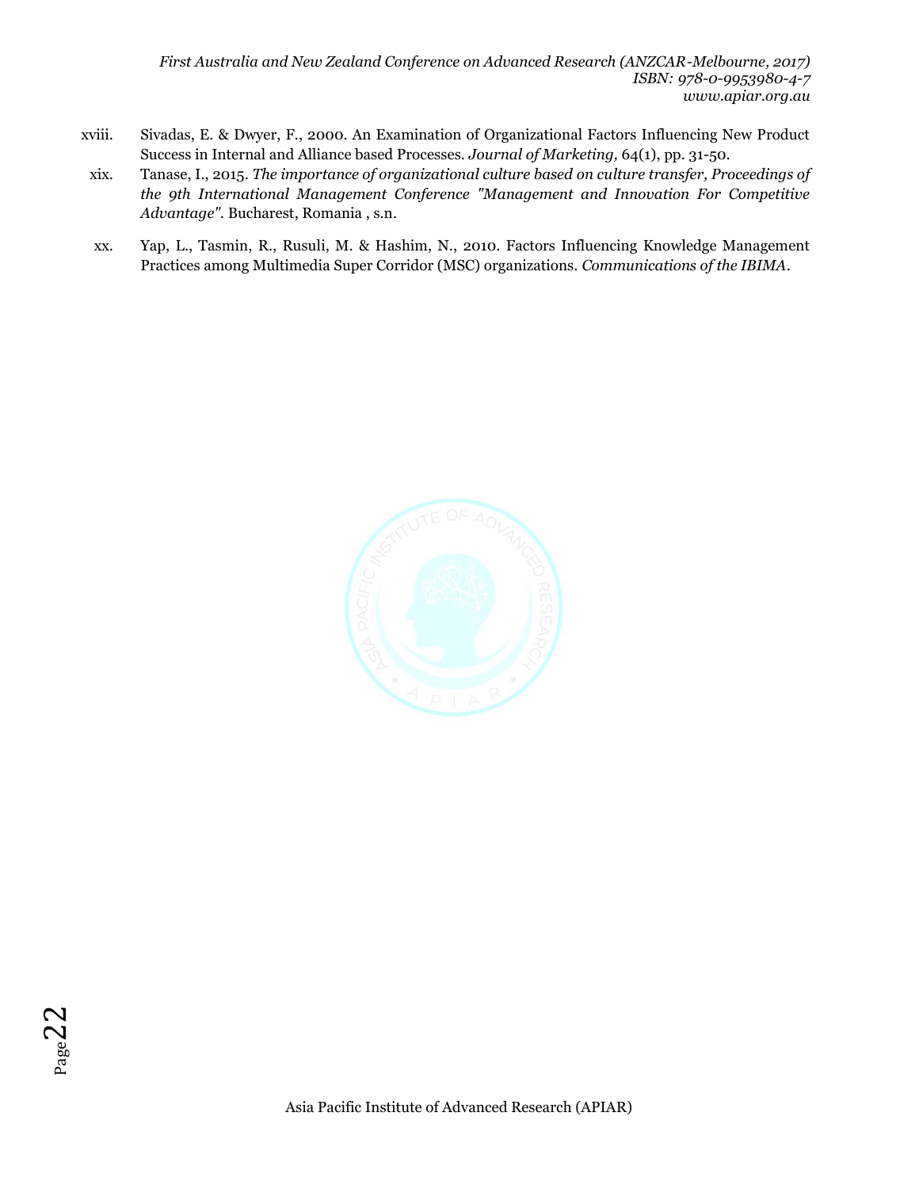xviii. Sivadas, E. & Dwyer, F., 2000. An Examination of Organizational Factors Influencing New Product Success in Internal and Alliance based Processes. *Journal of Marketing,* 64(1), pp. 31-50.

xix. Tanase, I., 2015. *The importance of organizational culture based on culture transfer, Proceedings of the 9th International Management Conference "Management and Innovation For Competitive Advantage".* Bucharest, Romania , s.n.

xx. Yap, L., Tasmin, R., Rusuli, M. & Hashim, N., 2010. Factors Influencing Knowledge Management Practices among Multimedia Super Corridor (MSC) organizations. *Communications of the IBIMA*.